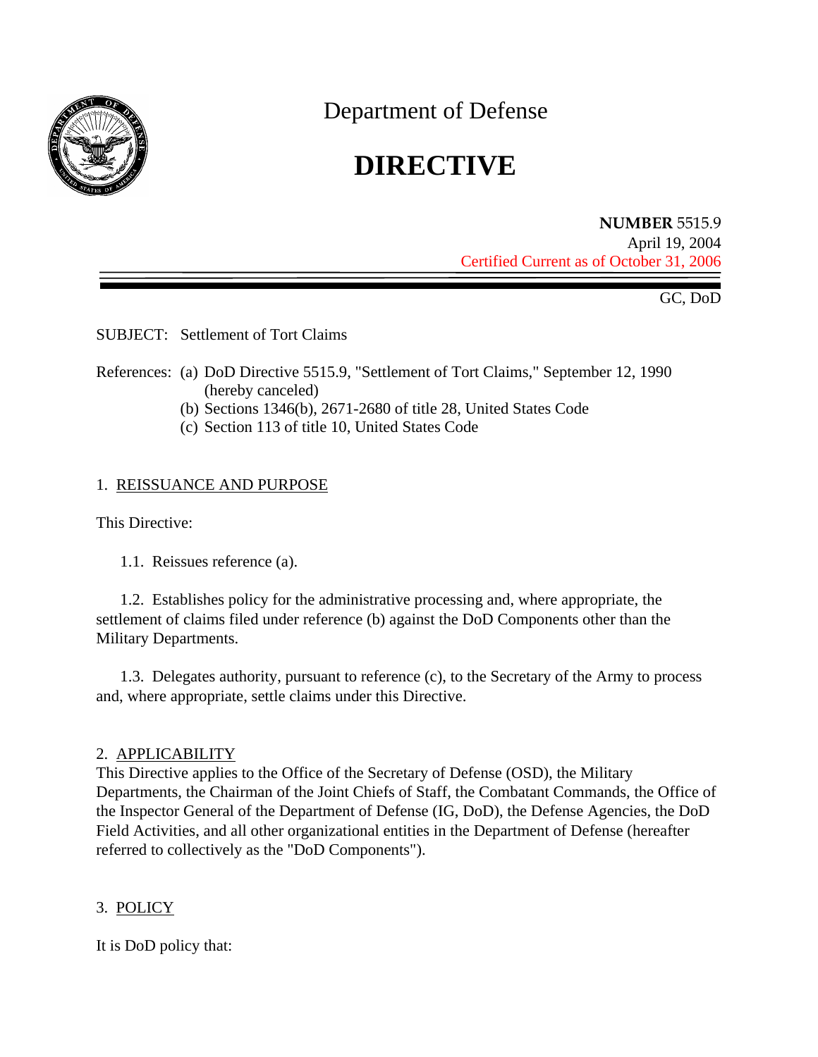Department of Defense

# DIRECTIVE

**NUMBER** 5515.9
April 19, 2004
Certified Current as of October 31, 2006

GC, DoD

SUBJECT: Settlement of Tort Claims

References: (a) DoD Directive 5515.9, "Settlement of Tort Claims," September 12, 1990 (hereby canceled)
(b) Sections 1346(b), 2671-2680 of title 28, United States Code
(c) Section 113 of title 10, United States Code

## 1. REISSUANCE AND PURPOSE

This Directive:

1.1. Reissues reference (a).

1.2. Establishes policy for the administrative processing and, where appropriate, the settlement of claims filed under reference (b) against the DoD Components other than the Military Departments.

1.3. Delegates authority, pursuant to reference (c), to the Secretary of the Army to process and, where appropriate, settle claims under this Directive.

## 2. APPLICABILITY

This Directive applies to the Office of the Secretary of Defense (OSD), the Military Departments, the Chairman of the Joint Chiefs of Staff, the Combatant Commands, the Office of the Inspector General of the Department of Defense (IG, DoD), the Defense Agencies, the DoD Field Activities, and all other organizational entities in the Department of Defense (hereafter referred to collectively as the "DoD Components").

## 3. POLICY

It is DoD policy that: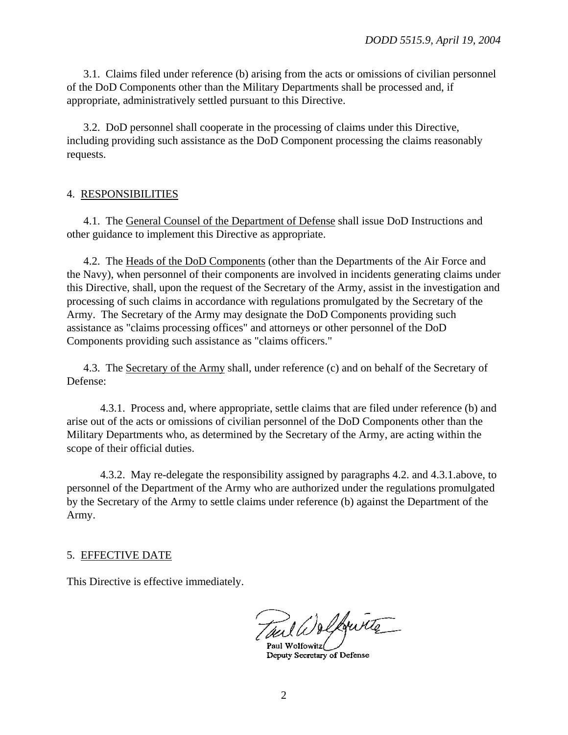3.1. Claims filed under reference (b) arising from the acts or omissions of civilian personnel of the DoD Components other than the Military Departments shall be processed and, if appropriate, administratively settled pursuant to this Directive.

3.2. DoD personnel shall cooperate in the processing of claims under this Directive, including providing such assistance as the DoD Component processing the claims reasonably requests.

## 4. RESPONSIBILITIES

4.1. The General Counsel of the Department of Defense shall issue DoD Instructions and other guidance to implement this Directive as appropriate.

4.2. The Heads of the DoD Components (other than the Departments of the Air Force and the Navy), when personnel of their components are involved in incidents generating claims under this Directive, shall, upon the request of the Secretary of the Army, assist in the investigation and processing of such claims in accordance with regulations promulgated by the Secretary of the Army. The Secretary of the Army may designate the DoD Components providing such assistance as "claims processing offices" and attorneys or other personnel of the DoD Components providing such assistance as "claims officers."

4.3. The Secretary of the Army shall, under reference (c) and on behalf of the Secretary of Defense:

4.3.1. Process and, where appropriate, settle claims that are filed under reference (b) and arise out of the acts or omissions of civilian personnel of the DoD Components other than the Military Departments who, as determined by the Secretary of the Army, are acting within the scope of their official duties.

4.3.2. May re-delegate the responsibility assigned by paragraphs 4.2. and 4.3.1.above, to personnel of the Department of the Army who are authorized under the regulations promulgated by the Secretary of the Army to settle claims under reference (b) against the Department of the Army.

## 5. EFFECTIVE DATE

This Directive is effective immediately.

Paul Wolfowitz
Deputy Secretary of Defense